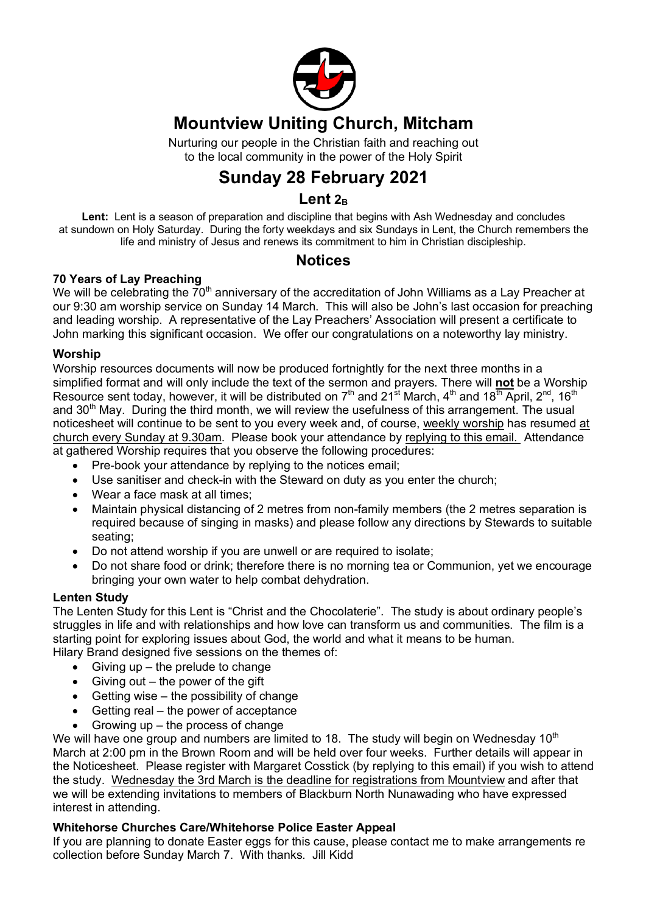# Mountview Uniting Church, Mitcham

Nurturing our people in the Christian faith and reaching out to the local community in the power of the Holy Spirit

# Sunday 28 February 2021

## Lent $2_B$

**Lent:** Lent is a season of preparation and discipline that begins with Ash Wednesday and concludes at sundown on Holy Saturday. During the forty weekdays and six Sundays in Lent, the Church remembers the life and ministry of Jesus and renews its commitment to him in Christian discipleship.

## Notices

### 70 Years of Lay Preaching

We will be celebrating the 70th anniversary of the accreditation of John Williams as a Lay Preacher at our 9:30 am worship service on Sunday 14 March. This will also be John's last occasion for preaching and leading worship. A representative of the Lay Preachers' Association will present a certificate to John marking this significant occasion. We offer our congratulations on a noteworthy lay ministry.

### Worship

Worship resources documents will now be produced fortnightly for the next three months in a simplified format and will only include the text of the sermon and prayers. There will **not** be a Worship Resource sent today, however, it will be distributed on 7th and 21st March, 4th and 18th April, 2nd, 16th and 30th May. During the third month, we will review the usefulness of this arrangement. The usual noticesheet will continue to be sent to you every week and, of course, weekly worship has resumed at church every Sunday at 9.30am. Please book your attendance by replying to this email. Attendance at gathered Worship requires that you observe the following procedures:

- Pre-book your attendance by replying to the notices email;
- Use sanitiser and check-in with the Steward on duty as you enter the church;
- Wear a face mask at all times;
- Maintain physical distancing of 2 metres from non-family members (the 2 metres separation is required because of singing in masks) and please follow any directions by Stewards to suitable seating;
- Do not attend worship if you are unwell or are required to isolate;
- Do not share food or drink; therefore there is no morning tea or Communion, yet we encourage bringing your own water to help combat dehydration.

### Lenten Study

The Lenten Study for this Lent is "Christ and the Chocolaterie". The study is about ordinary people's struggles in life and with relationships and how love can transform us and communities. The film is a starting point for exploring issues about God, the world and what it means to be human.
Hilary Brand designed five sessions on the themes of:

- Giving up – the prelude to change
- Giving out – the power of the gift
- Getting wise – the possibility of change
- Getting real – the power of acceptance
- Growing up – the process of change

We will have one group and numbers are limited to 18. The study will begin on Wednesday 10th March at 2:00 pm in the Brown Room and will be held over four weeks. Further details will appear in the Noticesheet. Please register with Margaret Cosstick (by replying to this email) if you wish to attend the study. Wednesday the 3rd March is the deadline for registrations from Mountview and after that we will be extending invitations to members of Blackburn North Nunawading who have expressed interest in attending.

### Whitehorse Churches Care/Whitehorse Police Easter Appeal

If you are planning to donate Easter eggs for this cause, please contact me to make arrangements re collection before Sunday March 7. With thanks. Jill Kidd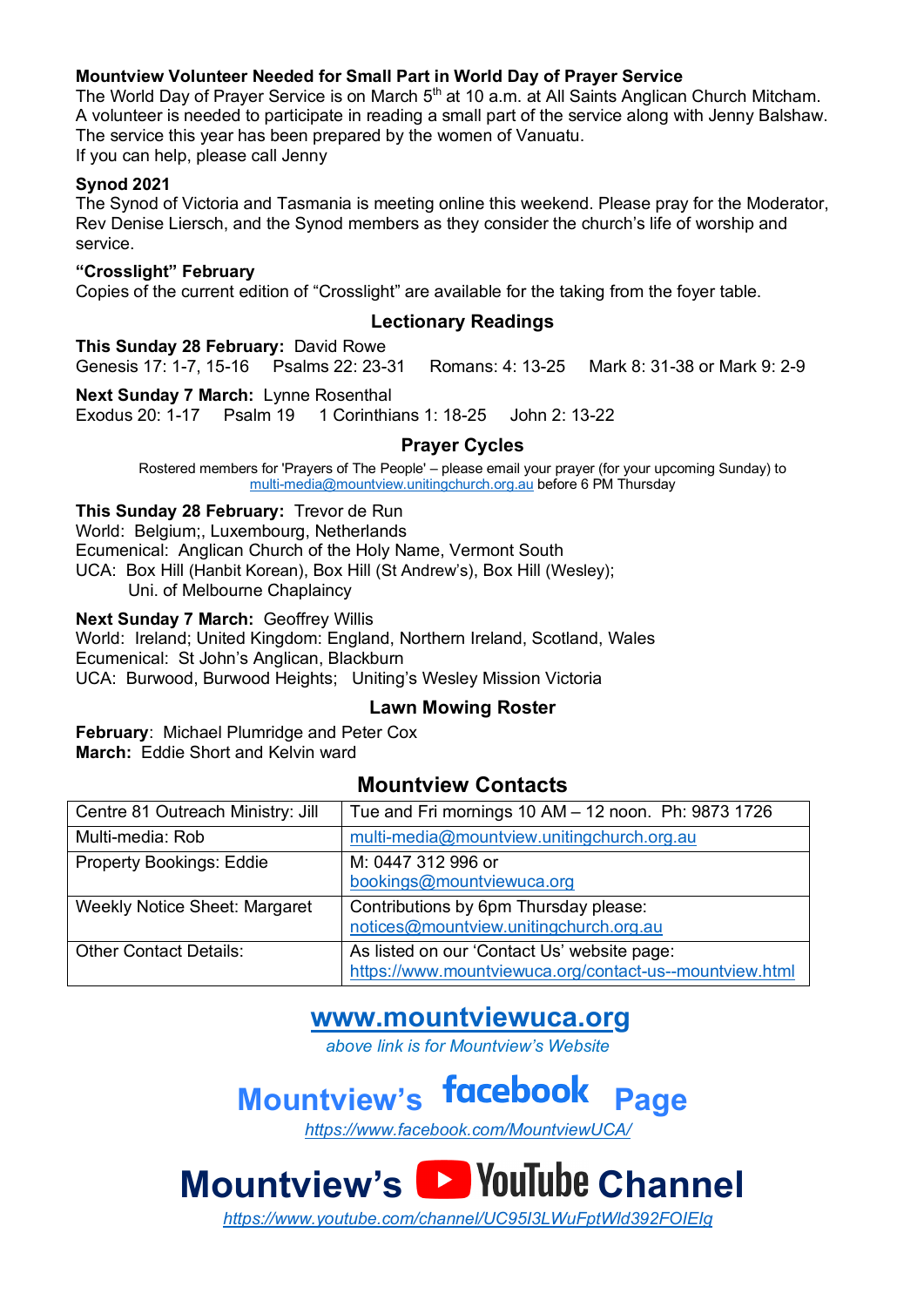**Mountview Volunteer Needed for Small Part in World Day of Prayer Service**

The World Day of Prayer Service is on March 5th at 10 a.m. at All Saints Anglican Church Mitcham. A volunteer is needed to participate in reading a small part of the service along with Jenny Balshaw. The service this year has been prepared by the women of Vanuatu.
If you can help, please call Jenny

**Synod 2021**

The Synod of Victoria and Tasmania is meeting online this weekend. Please pray for the Moderator, Rev Denise Liersch, and the Synod members as they consider the church's life of worship and service.

**"Crosslight" February**

Copies of the current edition of "Crosslight" are available for the taking from the foyer table.

## Lectionary Readings

**This Sunday 28 February:** David Rowe
Genesis 17: 1-7, 15-16  Psalms 22: 23-31  Romans: 4: 13-25  Mark 8: 31-38 or Mark 9: 2-9

**Next Sunday 7 March:** Lynne Rosenthal
Exodus 20: 1-17  Psalm 19  1 Corinthians 1: 18-25  John 2: 13-22

## Prayer Cycles

Rostered members for 'Prayers of The People' – please email your prayer (for your upcoming Sunday) to multi-media@mountview.unitingchurch.org.au before 6 PM Thursday

**This Sunday 28 February:** Trevor de Run
World: Belgium;, Luxembourg, Netherlands
Ecumenical: Anglican Church of the Holy Name, Vermont South
UCA: Box Hill (Hanbit Korean), Box Hill (St Andrew's), Box Hill (Wesley);
Uni. of Melbourne Chaplaincy

**Next Sunday 7 March:** Geoffrey Willis
World: Ireland; United Kingdom: England, Northern Ireland, Scotland, Wales
Ecumenical: St John's Anglican, Blackburn
UCA: Burwood, Burwood Heights; Uniting's Wesley Mission Victoria

## Lawn Mowing Roster

**February**: Michael Plumridge and Peter Cox
**March:** Eddie Short and Kelvin ward

## Mountview Contacts

| | |
|---|---|
| Centre 81 Outreach Ministry: Jill | Tue and Fri mornings 10 AM – 12 noon. Ph: 9873 1726 |
| Multi-media: Rob | multi-media@mountview.unitingchurch.org.au |
| Property Bookings: Eddie | M: 0447 312 996 or bookings@mountviewuca.org |
| Weekly Notice Sheet: Margaret | Contributions by 6pm Thursday please: notices@mountview.unitingchurch.org.au |
| Other Contact Details: | As listed on our 'Contact Us' website page: https://www.mountviewuca.org/contact-us--mountview.html |

## www.mountviewuca.org

*above link is for Mountview's Website*

## Mountview's facebook Page

*https://www.facebook.com/MountviewUCA/*

## Mountview's YouTube Channel

*https://www.youtube.com/channel/UC95I3LWuFptWld392FOIEIg*